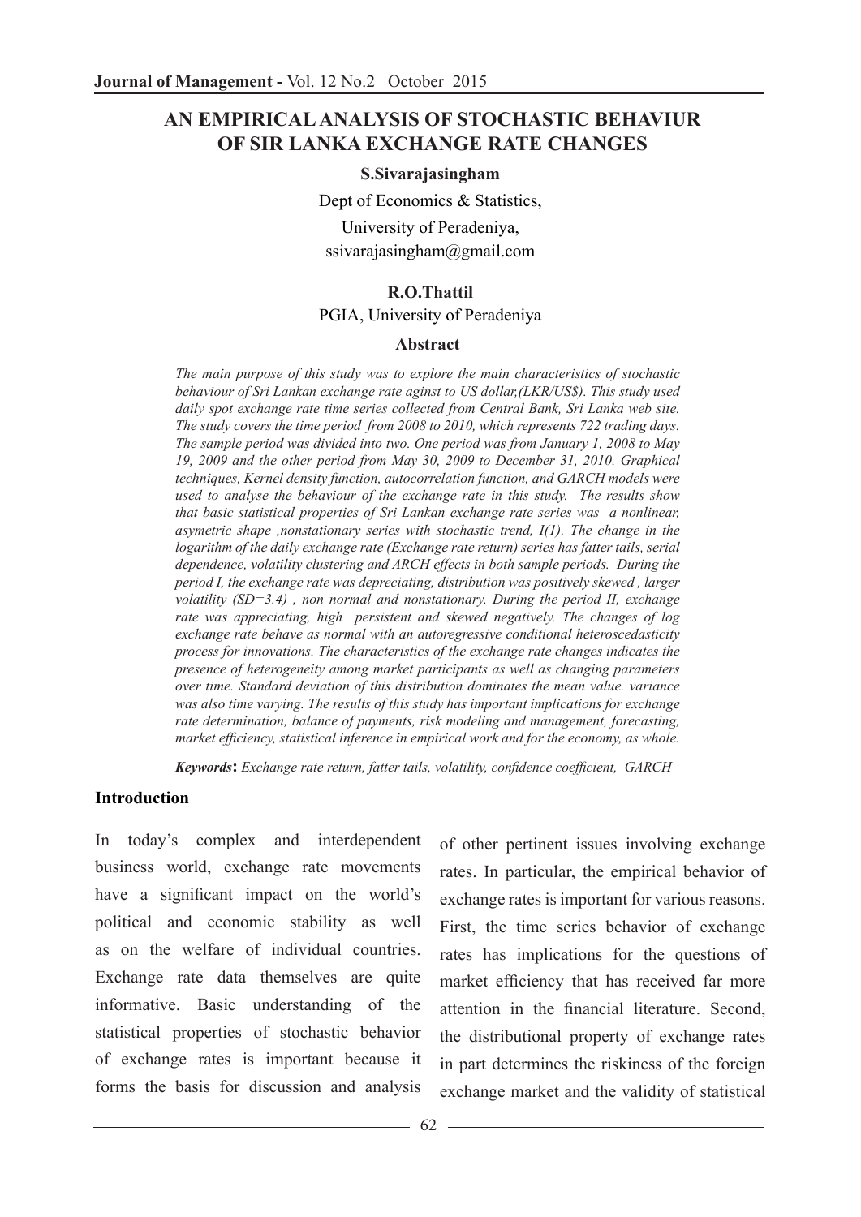# AN EMPIRICAL ANALYSIS OF STOCHASTIC BEHAVIUR OF SIR LANKA EXCHANGE RATE CHANGES

**S.Sivarajasingham**

Dept of Economics & Statistics,

University of Peradeniya,

ssivarajasingham@gmail.com

**R.O.Thattil**

PGIA, University of Peradeniya

### Abstract

*The main purpose of this study was to explore the main characteristics of stochastic behaviour of Sri Lankan exchange rate aginst to US dollar,(LKR/US$). This study used daily spot exchange rate time series collected from Central Bank, Sri Lanka web site. The study covers the time period from 2008 to 2010, which represents 722 trading days. The sample period was divided into two. One period was from January 1, 2008 to May 19, 2009 and the other period from May 30, 2009 to December 31, 2010. Graphical techniques, Kernel density function, autocorrelation function, and GARCH models were used to analyse the behaviour of the exchange rate in this study. The results show that basic statistical properties of Sri Lankan exchange rate series was a nonlinear, asymetric shape ,nonstationary series with stochastic trend, I(1). The change in the logarithm of the daily exchange rate (Exchange rate return) series has fatter tails, serial dependence, volatility clustering and ARCH effects in both sample periods. During the period I, the exchange rate was depreciating, distribution was positively skewed , larger volatility (SD=3.4) , non normal and nonstationary. During the period II, exchange rate was appreciating, high persistent and skewed negatively. The changes of log exchange rate behave as normal with an autoregressive conditional heteroscedasticity process for innovations. The characteristics of the exchange rate changes indicates the presence of heterogeneity among market participants as well as changing parameters over time. Standard deviation of this distribution dominates the mean value. variance was also time varying. The results of this study has important implications for exchange rate determination, balance of payments, risk modeling and management, forecasting, market efficiency, statistical inference in empirical work and for the economy, as whole.*

***Keywords*:** *Exchange rate return, fatter tails, volatility, confidence coefficient, GARCH*

## Introduction

In today's complex and interdependent business world, exchange rate movements have a significant impact on the world's political and economic stability as well as on the welfare of individual countries. Exchange rate data themselves are quite informative. Basic understanding of the statistical properties of stochastic behavior of exchange rates is important because it forms the basis for discussion and analysis of other pertinent issues involving exchange rates. In particular, the empirical behavior of exchange rates is important for various reasons. First, the time series behavior of exchange rates has implications for the questions of market efficiency that has received far more attention in the financial literature. Second, the distributional property of exchange rates in part determines the riskiness of the foreign exchange market and the validity of statistical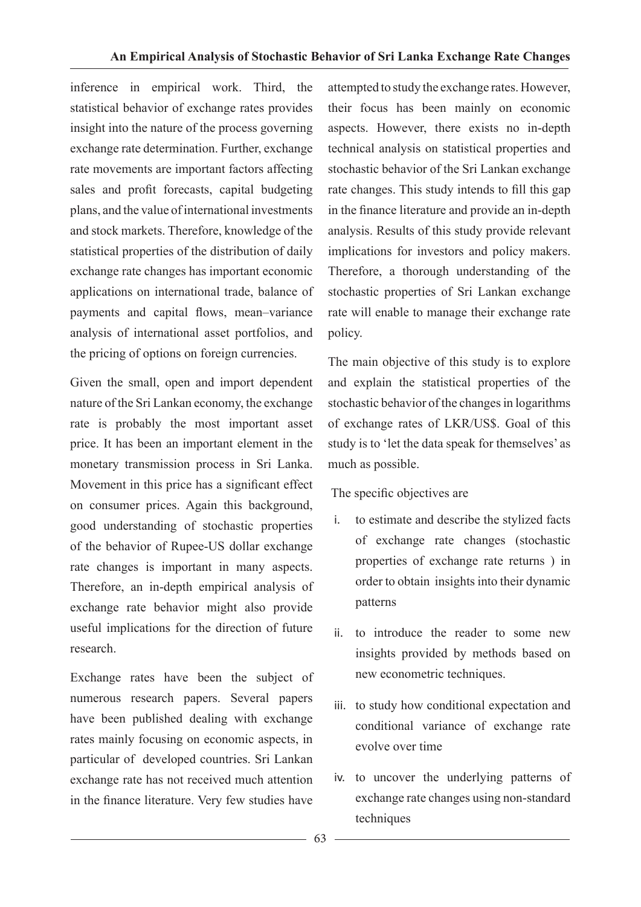inference in empirical work. Third, the statistical behavior of exchange rates provides insight into the nature of the process governing exchange rate determination. Further, exchange rate movements are important factors affecting sales and profit forecasts, capital budgeting plans, and the value of international investments and stock markets. Therefore, knowledge of the statistical properties of the distribution of daily exchange rate changes has important economic applications on international trade, balance of payments and capital flows, mean–variance analysis of international asset portfolios, and the pricing of options on foreign currencies.

Given the small, open and import dependent nature of the Sri Lankan economy, the exchange rate is probably the most important asset price. It has been an important element in the monetary transmission process in Sri Lanka. Movement in this price has a significant effect on consumer prices. Again this background, good understanding of stochastic properties of the behavior of Rupee-US dollar exchange rate changes is important in many aspects. Therefore, an in-depth empirical analysis of exchange rate behavior might also provide useful implications for the direction of future research.

Exchange rates have been the subject of numerous research papers. Several papers have been published dealing with exchange rates mainly focusing on economic aspects, in particular of developed countries. Sri Lankan exchange rate has not received much attention in the finance literature. Very few studies have attempted to study the exchange rates. However, their focus has been mainly on economic aspects. However, there exists no in-depth technical analysis on statistical properties and stochastic behavior of the Sri Lankan exchange rate changes. This study intends to fill this gap in the finance literature and provide an in-depth analysis. Results of this study provide relevant implications for investors and policy makers. Therefore, a thorough understanding of the stochastic properties of Sri Lankan exchange rate will enable to manage their exchange rate policy.

The main objective of this study is to explore and explain the statistical properties of the stochastic behavior of the changes in logarithms of exchange rates of LKR/US$. Goal of this study is to 'let the data speak for themselves' as much as possible.

The specific objectives are

i. to estimate and describe the stylized facts of exchange rate changes (stochastic properties of exchange rate returns ) in order to obtain insights into their dynamic patterns

ii. to introduce the reader to some new insights provided by methods based on new econometric techniques.

iii. to study how conditional expectation and conditional variance of exchange rate evolve over time

iv. to uncover the underlying patterns of exchange rate changes using non-standard techniques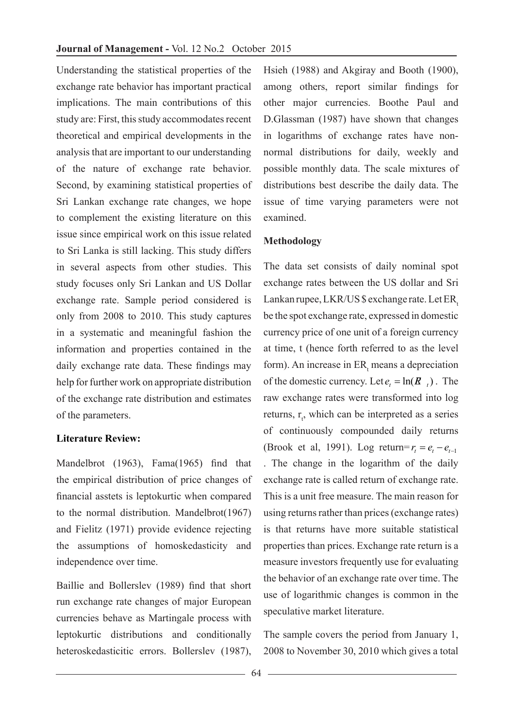Understanding the statistical properties of the exchange rate behavior has important practical implications. The main contributions of this study are: First, this study accommodates recent theoretical and empirical developments in the analysis that are important to our understanding of the nature of exchange rate behavior. Second, by examining statistical properties of Sri Lankan exchange rate changes, we hope to complement the existing literature on this issue since empirical work on this issue related to Sri Lanka is still lacking. This study differs in several aspects from other studies. This study focuses only Sri Lankan and US Dollar exchange rate. Sample period considered is only from 2008 to 2010. This study captures in a systematic and meaningful fashion the information and properties contained in the daily exchange rate data. These findings may help for further work on appropriate distribution of the exchange rate distribution and estimates of the parameters.

**Literature Review:**

Mandelbrot (1963), Fama(1965) find that the empirical distribution of price changes of financial asstets is leptokurtic when compared to the normal distribution. Mandelbrot(1967) and Fielitz (1971) provide evidence rejecting the assumptions of homoskedasticity and independence over time.

Baillie and Bollerslev (1989) find that short run exchange rate changes of major European currencies behave as Martingale process with leptokurtic distributions and conditionally heteroskedasticitic errors. Bollerslev (1987), Hsieh (1988) and Akgiray and Booth (1900), among others, report similar findings for other major currencies. Boothe Paul and D.Glassman (1987) have shown that changes in logarithms of exchange rates have non-normal distributions for daily, weekly and possible monthly data. The scale mixtures of distributions best describe the daily data. The issue of time varying parameters were not examined.

**Methodology**

The data set consists of daily nominal spot exchange rates between the US dollar and Sri Lankan rupee, LKR/US $ exchange rate. Let $ER_t$ be the spot exchange rate, expressed in domestic currency price of one unit of a foreign currency at time, t (hence forth referred to as the level form). An increase in $ER_t$ means a depreciation of the domestic currency. Let $e_t = \ln(R_t)$. The raw exchange rates were transformed into log returns, $r_t$, which can be interpreted as a series of continuously compounded daily returns (Brook et al, 1991). Log return= $r_t = e_t - e_{t-1}$. The change in the logarithm of the daily exchange rate is called return of exchange rate. This is a unit free measure. The main reason for using returns rather than prices (exchange rates) is that returns have more suitable statistical properties than prices. Exchange rate return is a measure investors frequently use for evaluating the behavior of an exchange rate over time. The use of logarithmic changes is common in the speculative market literature.

The sample covers the period from January 1, 2008 to November 30, 2010 which gives a total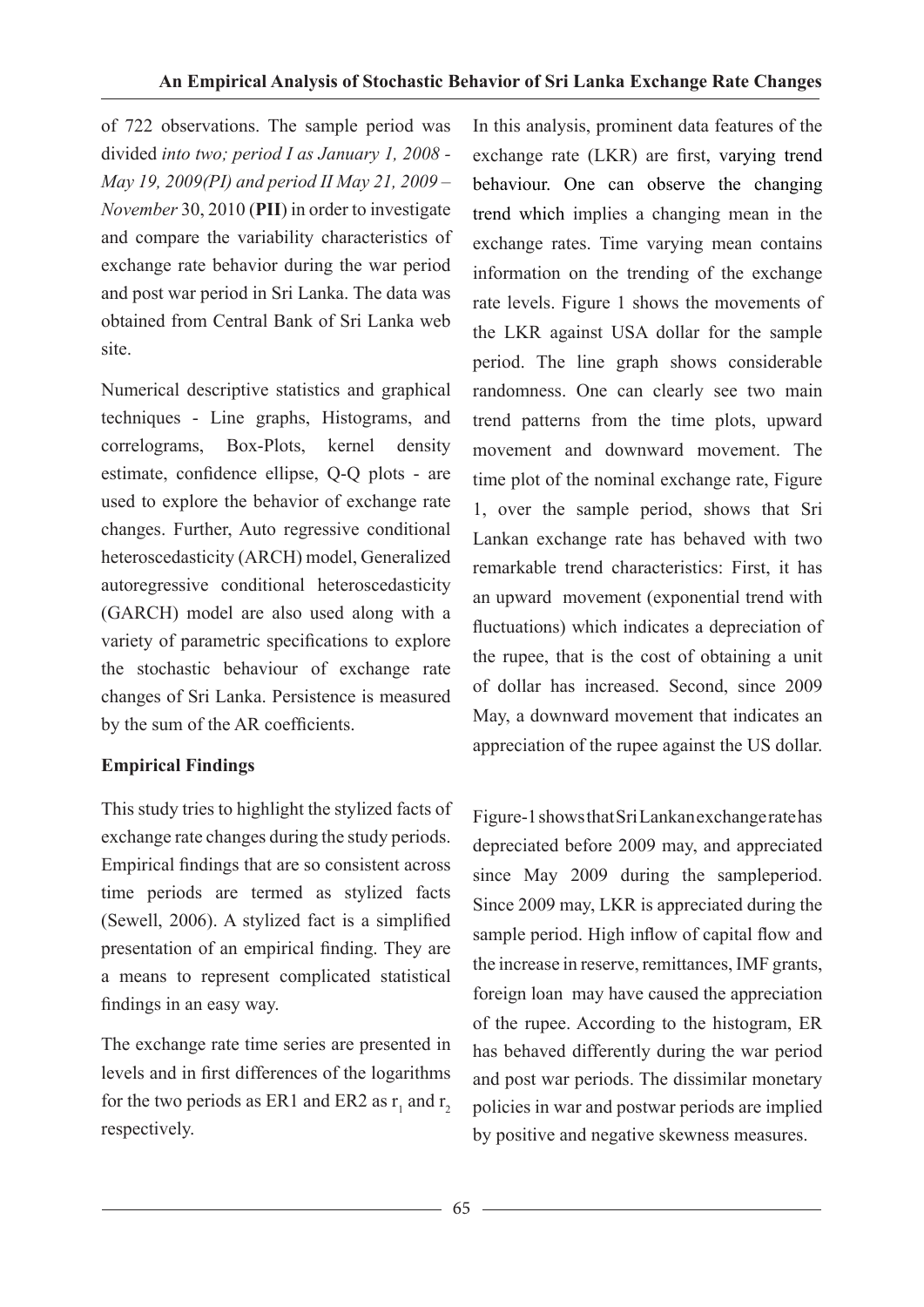of 722 observations. The sample period was divided *into two; period I as January 1, 2008 - May 19, 2009(PI) and period II May 21, 2009 – November* 30, 2010 (**PII**) in order to investigate and compare the variability characteristics of exchange rate behavior during the war period and post war period in Sri Lanka. The data was obtained from Central Bank of Sri Lanka web site.

Numerical descriptive statistics and graphical techniques - Line graphs, Histograms, and correlograms, Box-Plots, kernel density estimate, confidence ellipse, Q-Q plots - are used to explore the behavior of exchange rate changes. Further, Auto regressive conditional heteroscedasticity (ARCH) model, Generalized autoregressive conditional heteroscedasticity (GARCH) model are also used along with a variety of parametric specifications to explore the stochastic behaviour of exchange rate changes of Sri Lanka. Persistence is measured by the sum of the AR coefficients.

**Empirical Findings**

This study tries to highlight the stylized facts of exchange rate changes during the study periods. Empirical findings that are so consistent across time periods are termed as stylized facts (Sewell, 2006). A stylized fact is a simplified presentation of an empirical finding. They are a means to represent complicated statistical findings in an easy way.

The exchange rate time series are presented in levels and in first differences of the logarithms for the two periods as ER1 and ER2 as $r_1$ and $r_2$ respectively.

In this analysis, prominent data features of the exchange rate (LKR) are first, varying trend behaviour. One can observe the changing trend which implies a changing mean in the exchange rates. Time varying mean contains information on the trending of the exchange rate levels. Figure 1 shows the movements of the LKR against USA dollar for the sample period. The line graph shows considerable randomness. One can clearly see two main trend patterns from the time plots, upward movement and downward movement. The time plot of the nominal exchange rate, Figure 1, over the sample period, shows that Sri Lankan exchange rate has behaved with two remarkable trend characteristics: First, it has an upward movement (exponential trend with fluctuations) which indicates a depreciation of the rupee, that is the cost of obtaining a unit of dollar has increased. Second, since 2009 May, a downward movement that indicates an appreciation of the rupee against the US dollar.

Figure-1 shows that Sri Lankan exchange rate has depreciated before 2009 may, and appreciated since May 2009 during the sampleperiod. Since 2009 may, LKR is appreciated during the sample period. High inflow of capital flow and the increase in reserve, remittances, IMF grants, foreign loan may have caused the appreciation of the rupee. According to the histogram, ER has behaved differently during the war period and post war periods. The dissimilar monetary policies in war and postwar periods are implied by positive and negative skewness measures.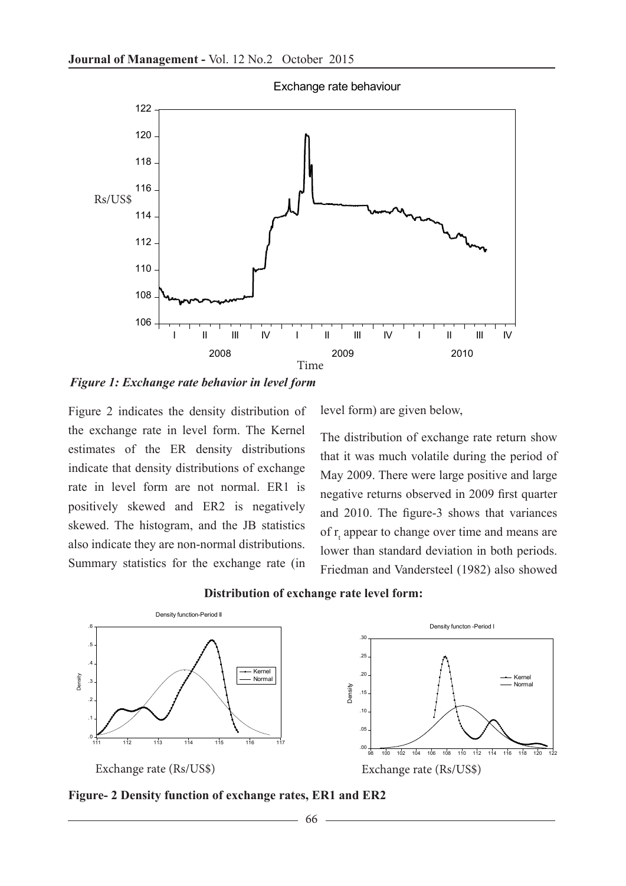*Figure 1: Exchange rate behavior in level form*

Figure 2 indicates the density distribution of the exchange rate in level form. The Kernel estimates of the ER density distributions indicate that density distributions of exchange rate in level form are not normal. ER1 is positively skewed and ER2 is negatively skewed. The histogram, and the JB statistics also indicate they are non-normal distributions. Summary statistics for the exchange rate (in level form) are given below,

The distribution of exchange rate return show that it was much volatile during the period of May 2009. There were large positive and large negative returns observed in 2009 first quarter and 2010. The figure-3 shows that variances of $r_t$ appear to change over time and means are lower than standard deviation in both periods. Friedman and Vandersteel (1982) also showed

**Distribution of exchange rate level form:**

**Figure- 2 Density function of exchange rates, ER1 and ER2**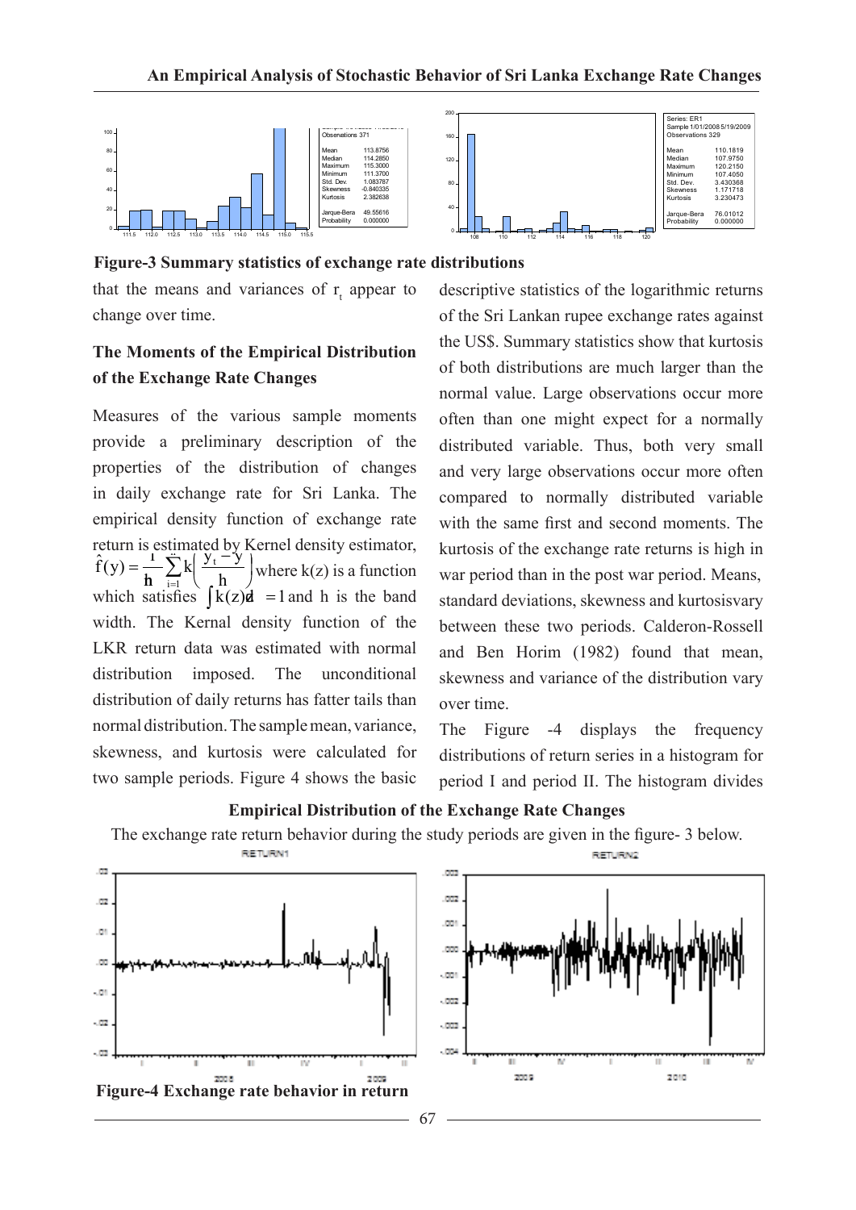Figure-3 Summary statistics of exchange rate distributions

that the means and variances of $r_t$ appear to change over time.

### The Moments of the Empirical Distribution of the Exchange Rate Changes

Measures of the various sample moments provide a preliminary description of the properties of the distribution of changes in daily exchange rate for Sri Lanka. The empirical density function of exchange rate return is estimated by Kernel density estimator, $\hat{f}(y) = \frac{1}{nh}\sum_{i=1}^{n} k\left(\frac{y_t - y}{h}\right)$ where k(z) is a function which satisfies $\int k(z)dz = 1$ and h is the band width. The Kernal density function of the LKR return data was estimated with normal distribution imposed. The unconditional distribution of daily returns has fatter tails than normal distribution. The sample mean, variance, skewness, and kurtosis were calculated for two sample periods. Figure 4 shows the basic descriptive statistics of the logarithmic returns of the Sri Lankan rupee exchange rates against the US$. Summary statistics show that kurtosis of both distributions are much larger than the normal value. Large observations occur more often than one might expect for a normally distributed variable. Thus, both very small and very large observations occur more often compared to normally distributed variable with the same first and second moments. The kurtosis of the exchange rate returns is high in war period than in the post war period. Means, standard deviations, skewness and kurtosisvary between these two periods. Calderon-Rossell and Ben Horim (1982) found that mean, skewness and variance of the distribution vary over time.

The Figure -4 displays the frequency distributions of return series in a histogram for period I and period II. The histogram divides

### Empirical Distribution of the Exchange Rate Changes

The exchange rate return behavior during the study periods are given in the figure- 3 below.

Figure-4 Exchange rate behavior in return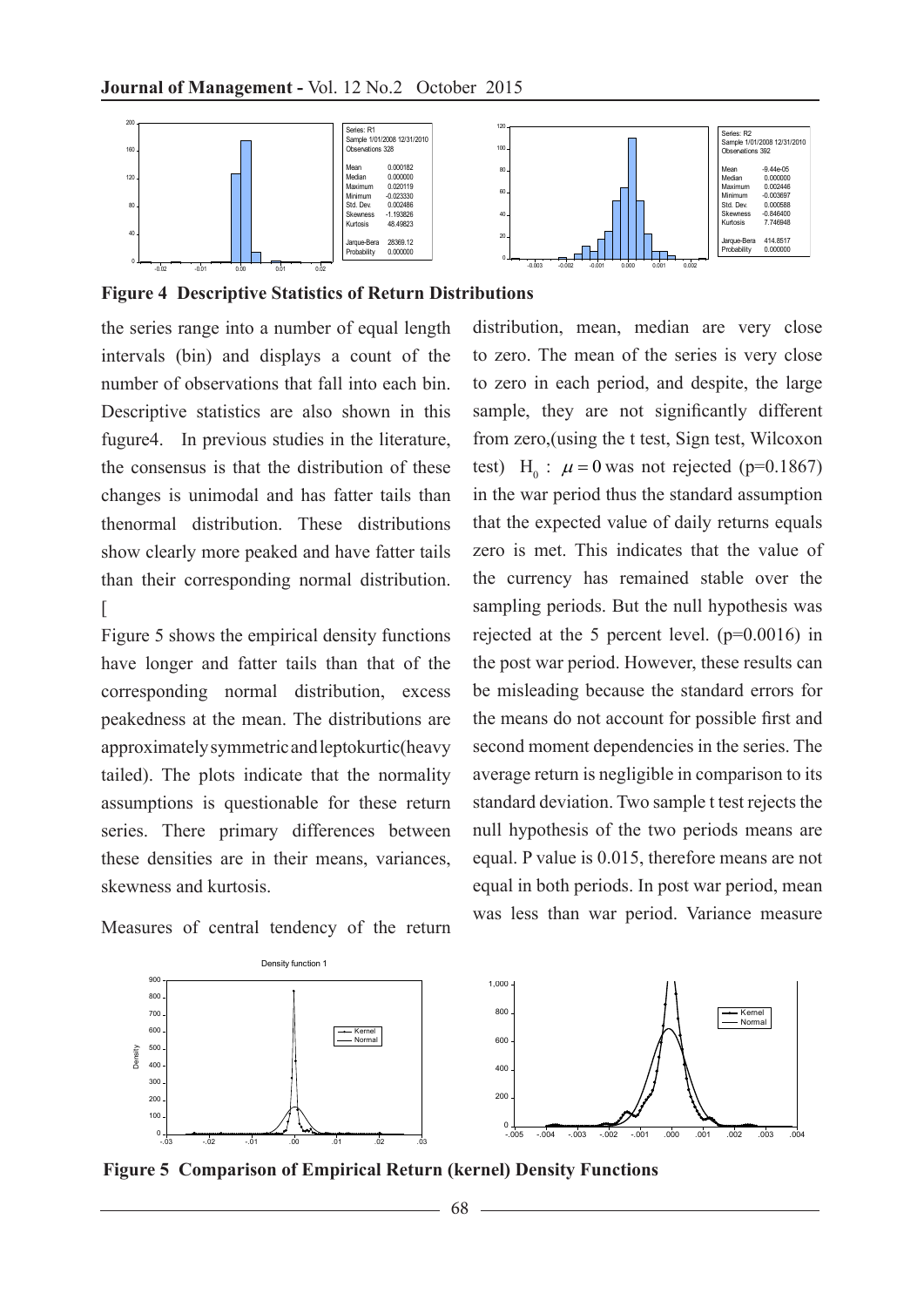**Figure 4 Descriptive Statistics of Return Distributions**

the series range into a number of equal length intervals (bin) and displays a count of the number of observations that fall into each bin. Descriptive statistics are also shown in this fugure4. In previous studies in the literature, the consensus is that the distribution of these changes is unimodal and has fatter tails than thenormal distribution. These distributions show clearly more peaked and have fatter tails than their corresponding normal distribution. [

Figure 5 shows the empirical density functions have longer and fatter tails than that of the corresponding normal distribution, excess peakedness at the mean. The distributions are approximately symmetric and leptokurtic(heavy tailed). The plots indicate that the normality assumptions is questionable for these return series. There primary differences between these densities are in their means, variances, skewness and kurtosis.

Measures of central tendency of the return distribution, mean, median are very close to zero. The mean of the series is very close to zero in each period, and despite, the large sample, they are not significantly different from zero,(using the t test, Sign test, Wilcoxon test) $H_0 : \mu = 0$ was not rejected (p=0.1867) in the war period thus the standard assumption that the expected value of daily returns equals zero is met. This indicates that the value of the currency has remained stable over the sampling periods. But the null hypothesis was rejected at the 5 percent level. (p=0.0016) in the post war period. However, these results can be misleading because the standard errors for the means do not account for possible first and second moment dependencies in the series. The average return is negligible in comparison to its standard deviation. Two sample t test rejects the null hypothesis of the two periods means are equal. P value is 0.015, therefore means are not equal in both periods. In post war period, mean was less than war period. Variance measure

**Figure 5 Comparison of Empirical Return (kernel) Density Functions**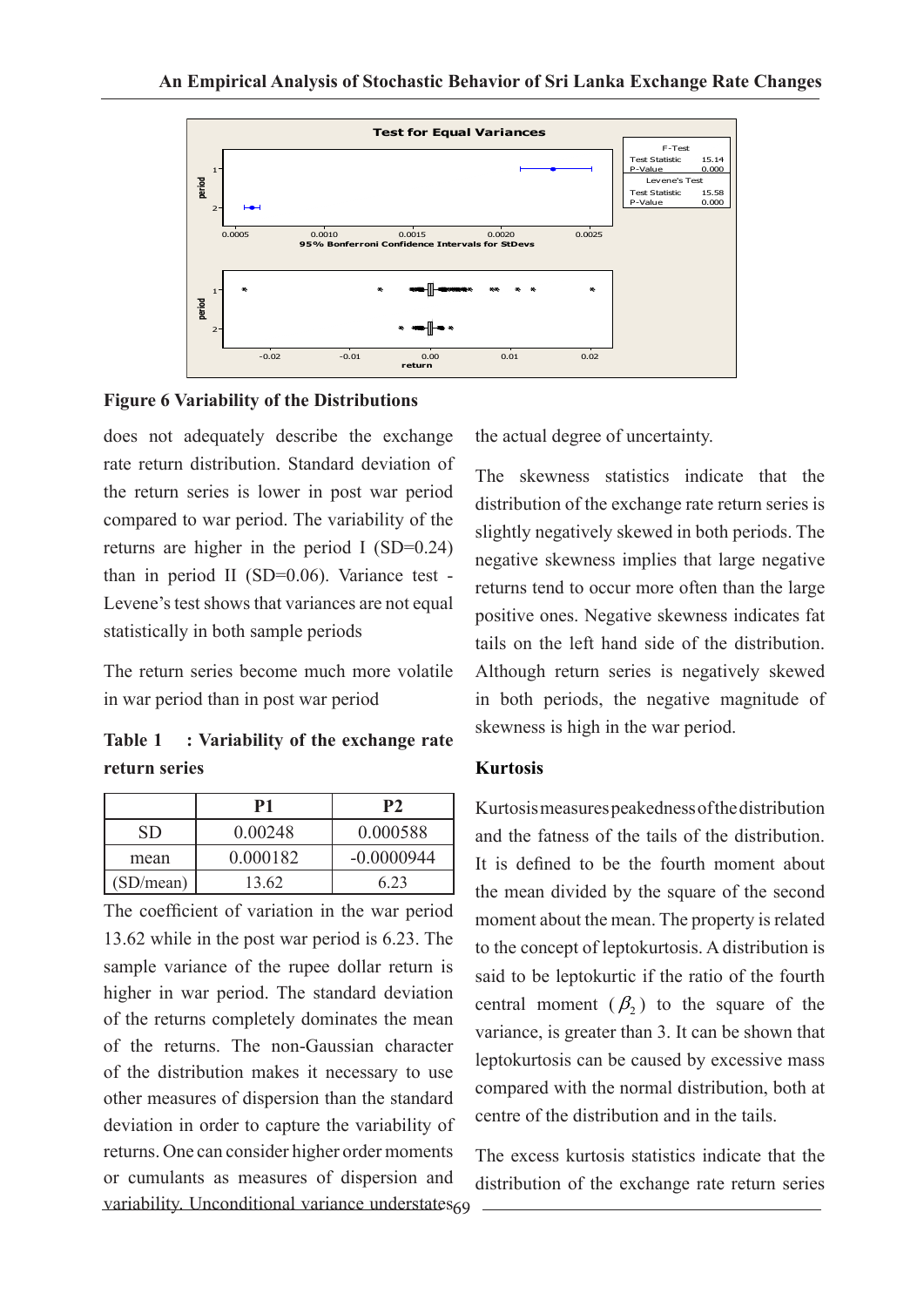**Figure 6 Variability of the Distributions**

does not adequately describe the exchange rate return distribution. Standard deviation of the return series is lower in post war period compared to war period. The variability of the returns are higher in the period I (SD=0.24) than in period II (SD=0.06). Variance test - Levene's test shows that variances are not equal statistically in both sample periods

The return series become much more volatile in war period than in post war period

**Table 1 : Variability of the exchange rate return series**

| | P1 | P2 |
|---|---|---|
| SD | 0.00248 | 0.000588 |
| mean | 0.000182 | -0.0000944 |
| (SD/mean) | 13.62 | 6.23 |

The coefficient of variation in the war period 13.62 while in the post war period is 6.23. The sample variance of the rupee dollar return is higher in war period. The standard deviation of the returns completely dominates the mean of the returns. The non-Gaussian character of the distribution makes it necessary to use other measures of dispersion than the standard deviation in order to capture the variability of returns. One can consider higher order moments or cumulants as measures of dispersion and variability. Unconditional variance understates the actual degree of uncertainty.

The skewness statistics indicate that the distribution of the exchange rate return series is slightly negatively skewed in both periods. The negative skewness implies that large negative returns tend to occur more often than the large positive ones. Negative skewness indicates fat tails on the left hand side of the distribution. Although return series is negatively skewed in both periods, the negative magnitude of skewness is high in the war period.

**Kurtosis**

Kurtosis measures peakedness of the distribution and the fatness of the tails of the distribution. It is defined to be the fourth moment about the mean divided by the square of the second moment about the mean. The property is related to the concept of leptokurtosis. A distribution is said to be leptokurtic if the ratio of the fourth central moment ($\beta_2$) to the square of the variance, is greater than 3. It can be shown that leptokurtosis can be caused by excessive mass compared with the normal distribution, both at centre of the distribution and in the tails.

The excess kurtosis statistics indicate that the distribution of the exchange rate return series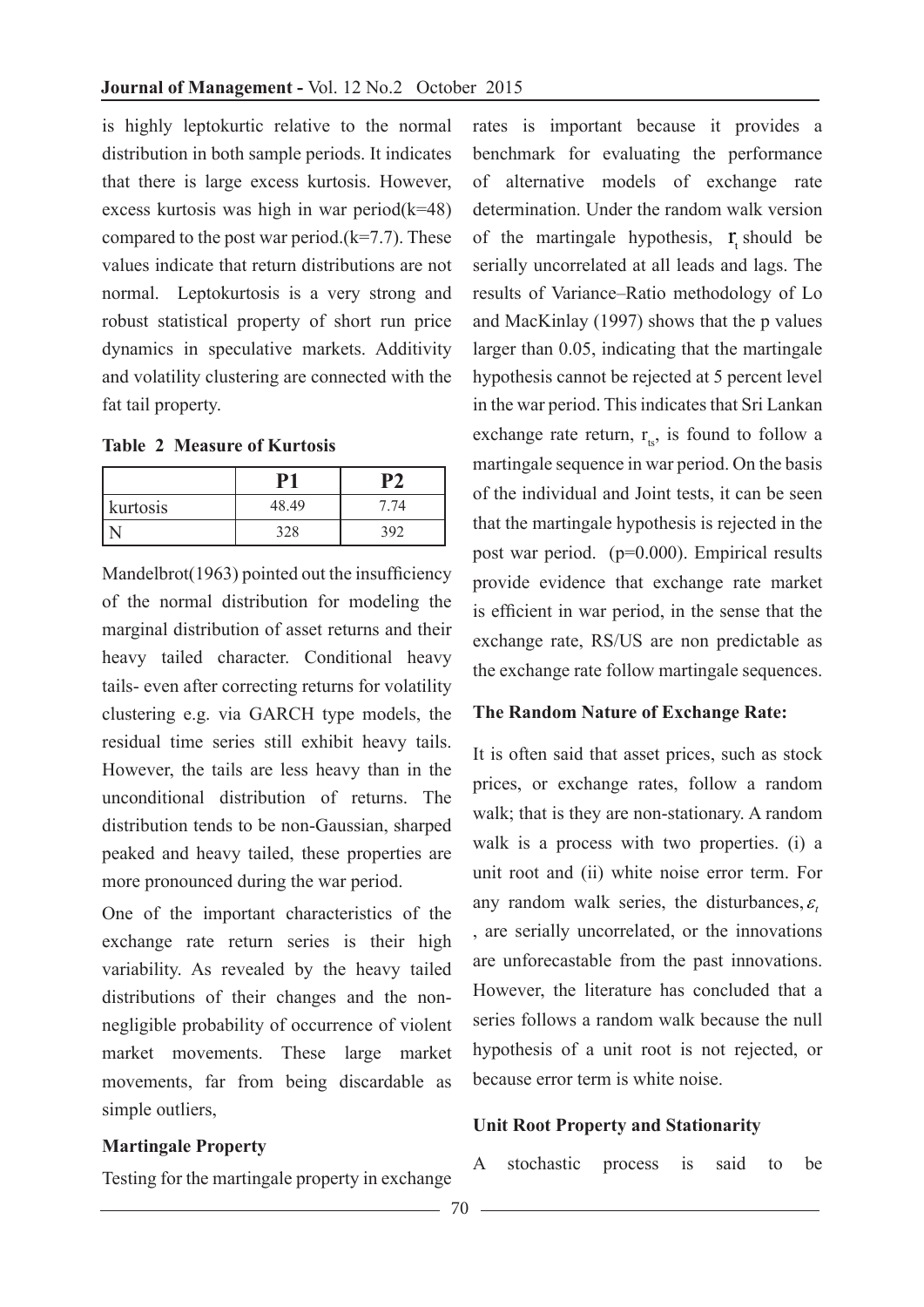is highly leptokurtic relative to the normal distribution in both sample periods. It indicates that there is large excess kurtosis. However, excess kurtosis was high in war period(k=48) compared to the post war period.(k=7.7). These values indicate that return distributions are not normal. Leptokurtosis is a very strong and robust statistical property of short run price dynamics in speculative markets. Additivity and volatility clustering are connected with the fat tail property.

**Table 2 Measure of Kurtosis**

| | P1 | P2 |
|---|---|---|
| kurtosis | 48.49 | 7.74 |
| N | 328 | 392 |

Mandelbrot(1963) pointed out the insufficiency of the normal distribution for modeling the marginal distribution of asset returns and their heavy tailed character. Conditional heavy tails- even after correcting returns for volatility clustering e.g. via GARCH type models, the residual time series still exhibit heavy tails. However, the tails are less heavy than in the unconditional distribution of returns. The distribution tends to be non-Gaussian, sharped peaked and heavy tailed, these properties are more pronounced during the war period.

One of the important characteristics of the exchange rate return series is their high variability. As revealed by the heavy tailed distributions of their changes and the non-negligible probability of occurrence of violent market movements. These large market movements, far from being discardable as simple outliers,

**Martingale Property**

Testing for the martingale property in exchange rates is important because it provides a benchmark for evaluating the performance of alternative models of exchange rate determination. Under the random walk version of the martingale hypothesis, $\mathbf{r}_t$ should be serially uncorrelated at all leads and lags. The results of Variance–Ratio methodology of Lo and MacKinlay (1997) shows that the p values larger than 0.05, indicating that the martingale hypothesis cannot be rejected at 5 percent level in the war period. This indicates that Sri Lankan exchange rate return, $r_{ts}$, is found to follow a martingale sequence in war period. On the basis of the individual and Joint tests, it can be seen that the martingale hypothesis is rejected in the post war period. (p=0.000). Empirical results provide evidence that exchange rate market is efficient in war period, in the sense that the exchange rate, RS/US are non predictable as the exchange rate follow martingale sequences.

**The Random Nature of Exchange Rate:**

It is often said that asset prices, such as stock prices, or exchange rates, follow a random walk; that is they are non-stationary. A random walk is a process with two properties. (i) a unit root and (ii) white noise error term. For any random walk series, the disturbances, $\varepsilon_t$ , are serially uncorrelated, or the innovations are unforecastable from the past innovations. However, the literature has concluded that a series follows a random walk because the null hypothesis of a unit root is not rejected, or because error term is white noise.

**Unit Root Property and Stationarity**

A stochastic process is said to be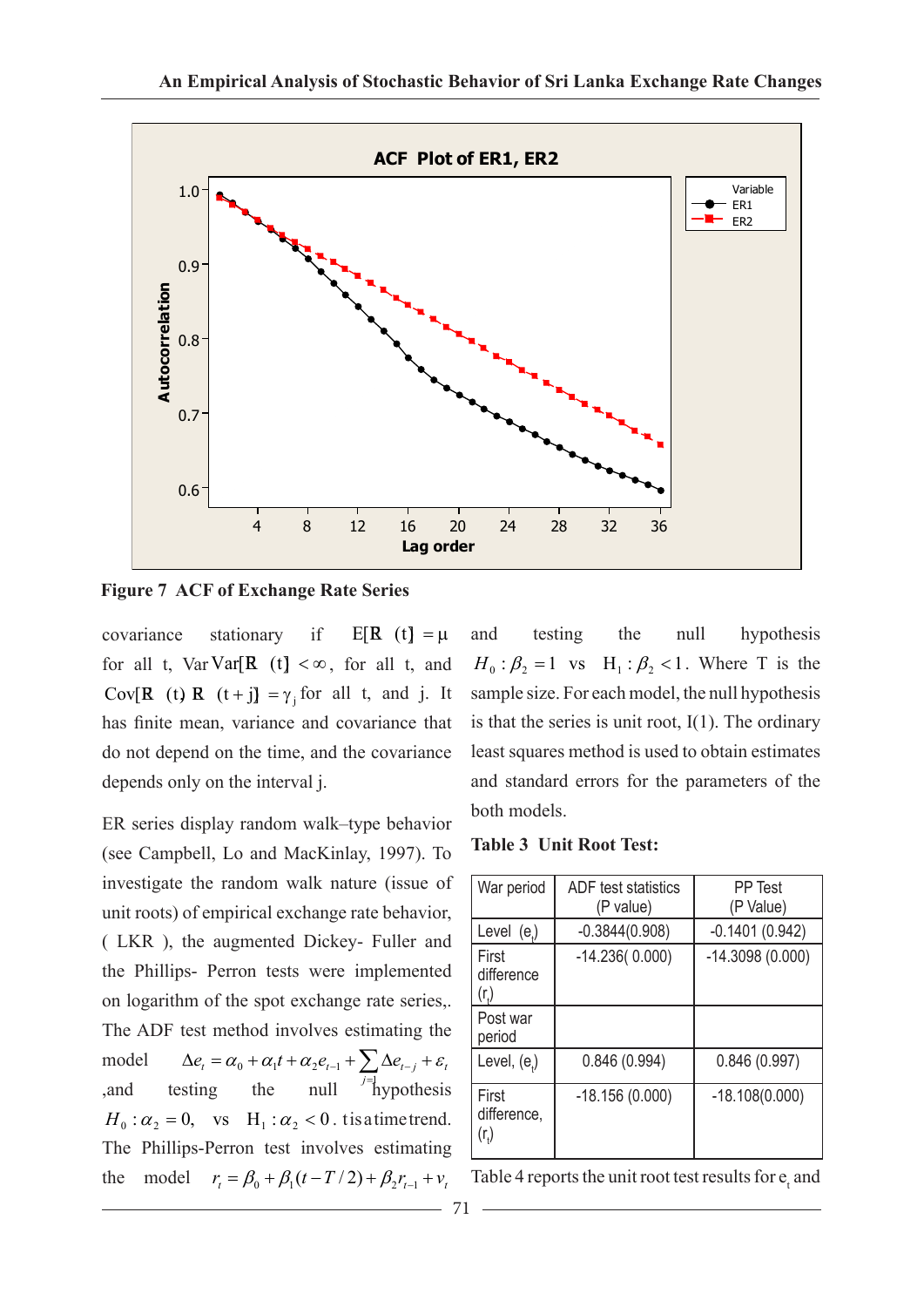Figure 7 ACF of Exchange Rate Series

covariance stationary if $E[R(t)] = \mu$ for all t, $Var[R(t)] < \infty$, for all t, and $Cov[R(t), R(t+j)] = \gamma_j$ for all t, and j. It has finite mean, variance and covariance that do not depend on the time, and the covariance depends only on the interval j.

ER series display random walk–type behavior (see Campbell, Lo and MacKinlay, 1997). To investigate the random walk nature (issue of unit roots) of empirical exchange rate behavior, ( LKR ), the augmented Dickey- Fuller and the Phillips- Perron tests were implemented on logarithm of the spot exchange rate series,. The ADF test method involves estimating the model $\Delta e_t = \alpha_0 + \alpha_1 t + \alpha_2 e_{t-1} + \sum_{j=1} \Delta e_{t-j} + \varepsilon_t$ ,and testing the null hypothesis $H_0 : \alpha_2 = 0$, vs $H_1 : \alpha_2 < 0$. t is a time trend. The Phillips-Perron test involves estimating the model $r_t = \beta_0 + \beta_1 (t - T/2) + \beta_2 r_{t-1} + v_t$ and testing the null hypothesis $H_0 : \beta_2 = 1$ vs $H_1 : \beta_2 < 1$. Where T is the sample size. For each model, the null hypothesis is that the series is unit root, I(1). The ordinary least squares method is used to obtain estimates and standard errors for the parameters of the both models.

**Table 3 Unit Root Test:**

| War period | ADF test statistics (P value) | PP Test (P Value) |
|---|---|---|
| Level ($e_t$) | -0.3844(0.908) | -0.1401 (0.942) |
| First difference ($r_t$) | -14.236( 0.000) | -14.3098 (0.000) |
| Post war period | | |
| Level, ($e_t$) | 0.846 (0.994) | 0.846 (0.997) |
| First difference, ($r_t$) | -18.156 (0.000) | -18.108(0.000) |

Table 4 reports the unit root test results for $e_t$ and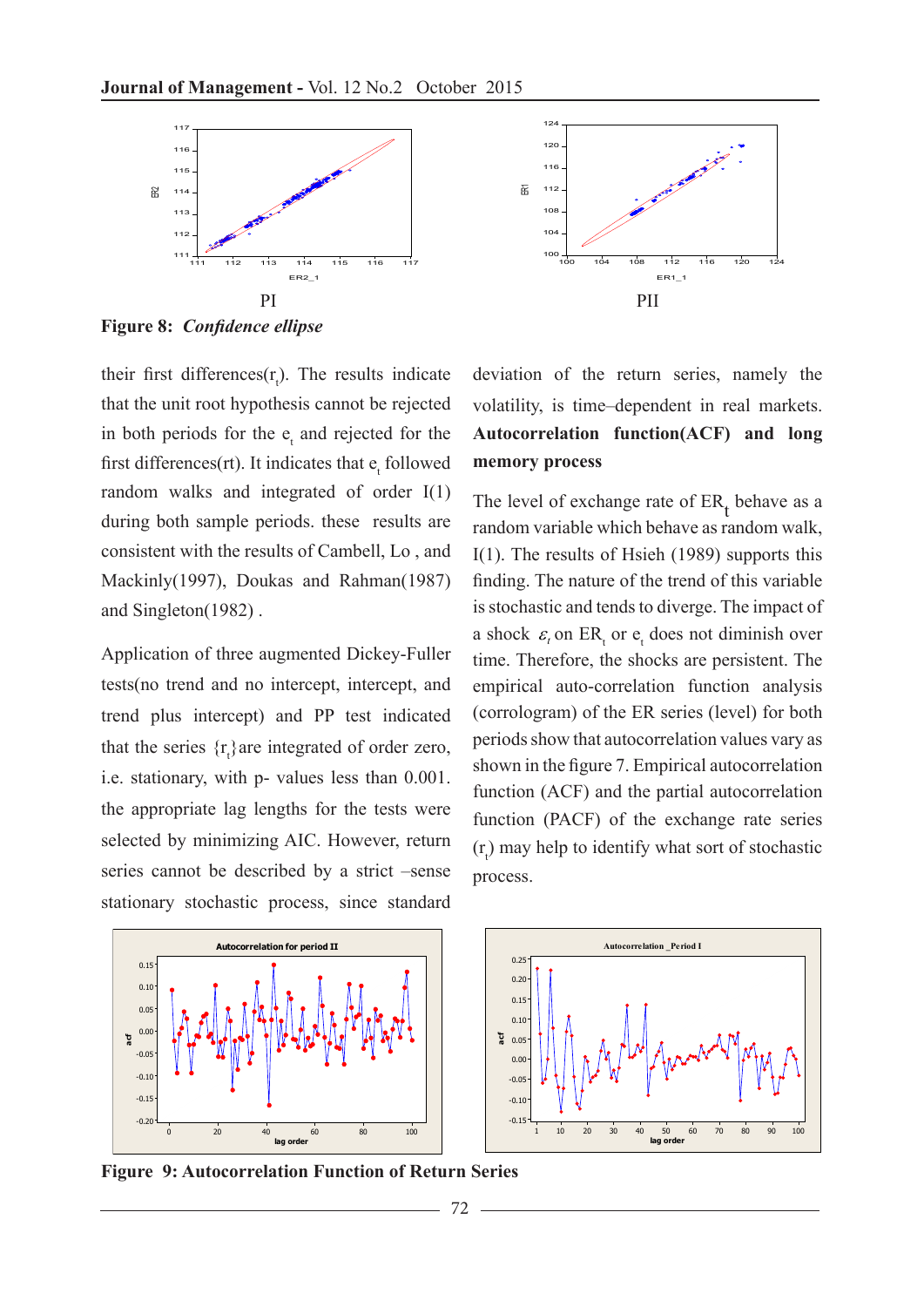PI

PII

**Figure 8:** ***Confidence ellipse***

their first differences($r_t$). The results indicate that the unit root hypothesis cannot be rejected in both periods for the $e_t$ and rejected for the first differences(rt). It indicates that $e_t$ followed random walks and integrated of order I(1) during both sample periods. these results are consistent with the results of Cambell, Lo , and Mackinly(1997), Doukas and Rahman(1987) and Singleton(1982) .

Application of three augmented Dickey-Fuller tests(no trend and no intercept, intercept, and trend plus intercept) and PP test indicated that the series $\{r_t\}$are integrated of order zero, i.e. stationary, with p- values less than 0.001. the appropriate lag lengths for the tests were selected by minimizing AIC. However, return series cannot be described by a strict –sense stationary stochastic process, since standard deviation of the return series, namely the volatility, is time–dependent in real markets.

**Autocorrelation function(ACF) and long memory process**

The level of exchange rate of $ER_t$ behave as a random variable which behave as random walk, I(1). The results of Hsieh (1989) supports this finding. The nature of the trend of this variable is stochastic and tends to diverge. The impact of a shock $\varepsilon_t$ on $ER_t$ or $e_t$ does not diminish over time. Therefore, the shocks are persistent. The empirical auto-correlation function analysis (corrologram) of the ER series (level) for both periods show that autocorrelation values vary as shown in the figure 7. Empirical autocorrelation function (ACF) and the partial autocorrelation function (PACF) of the exchange rate series ($r_t$) may help to identify what sort of stochastic process.

**Figure 9: Autocorrelation Function of Return Series**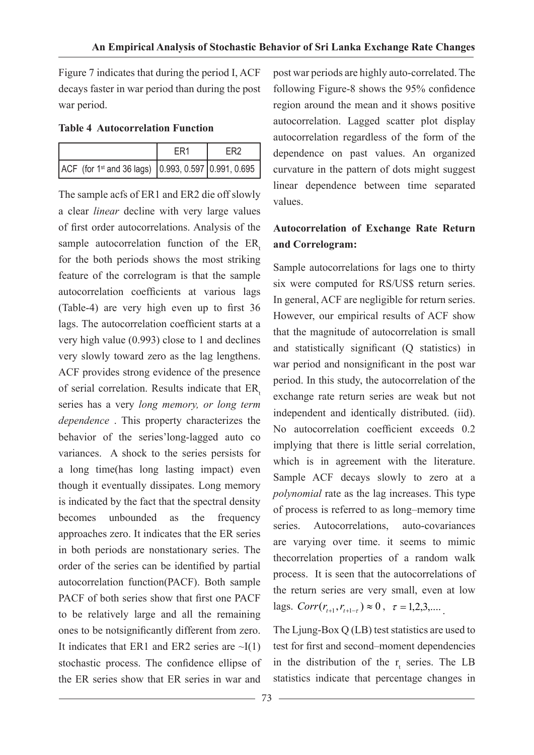Figure 7 indicates that during the period I, ACF decays faster in war period than during the post war period.

**Table 4 Autocorrelation Function**

| | ER1 | ER2 |
|---|---|---|
| ACF (for 1st and 36 lags) | 0.993, 0.597 | 0.991, 0.695 |

The sample acfs of ER1 and ER2 die off slowly a clear *linear* decline with very large values of first order autocorrelations. Analysis of the sample autocorrelation function of the $ER_t$ for the both periods shows the most striking feature of the correlogram is that the sample autocorrelation coefficients at various lags (Table-4) are very high even up to first 36 lags. The autocorrelation coefficient starts at a very high value (0.993) close to 1 and declines very slowly toward zero as the lag lengthens. ACF provides strong evidence of the presence of serial correlation. Results indicate that $ER_t$ series has a very *long memory, or long term dependence* . This property characterizes the behavior of the series'long-lagged auto co variances. A shock to the series persists for a long time(has long lasting impact) even though it eventually dissipates. Long memory is indicated by the fact that the spectral density becomes unbounded as the frequency approaches zero. It indicates that the ER series in both periods are nonstationary series. The order of the series can be identified by partial autocorrelation function(PACF). Both sample PACF of both series show that first one PACF to be relatively large and all the remaining ones to be notsignificantly different from zero. It indicates that ER1 and ER2 series are ~I(1) stochastic process. The confidence ellipse of the ER series show that ER series in war and post war periods are highly auto-correlated. The following Figure-8 shows the 95% confidence region around the mean and it shows positive autocorrelation. Lagged scatter plot display autocorrelation regardless of the form of the dependence on past values. An organized curvature in the pattern of dots might suggest linear dependence between time separated values.

**Autocorrelation of Exchange Rate Return and Correlogram:**

Sample autocorrelations for lags one to thirty six were computed for RS/US$ return series. In general, ACF are negligible for return series. However, our empirical results of ACF show that the magnitude of autocorrelation is small and statistically significant (Q statistics) in war period and nonsignificant in the post war period. In this study, the autocorrelation of the exchange rate return series are weak but not independent and identically distributed. (iid). No autocorrelation coefficient exceeds 0.2 implying that there is little serial correlation, which is in agreement with the literature. Sample ACF decays slowly to zero at a *polynomial* rate as the lag increases. This type of process is referred to as long–memory time series. Autocorrelations, auto-covariances are varying over time. it seems to mimic thecorrelation properties of a random walk process. It is seen that the autocorrelations of the return series are very small, even at low lags. $Corr(r_{t+1}, r_{t+1-\tau}) \approx 0$, $\tau = 1,2,3,....$

The Ljung-Box Q (LB) test statistics are used to test for first and second–moment dependencies in the distribution of the $r_t$ series. The LB statistics indicate that percentage changes in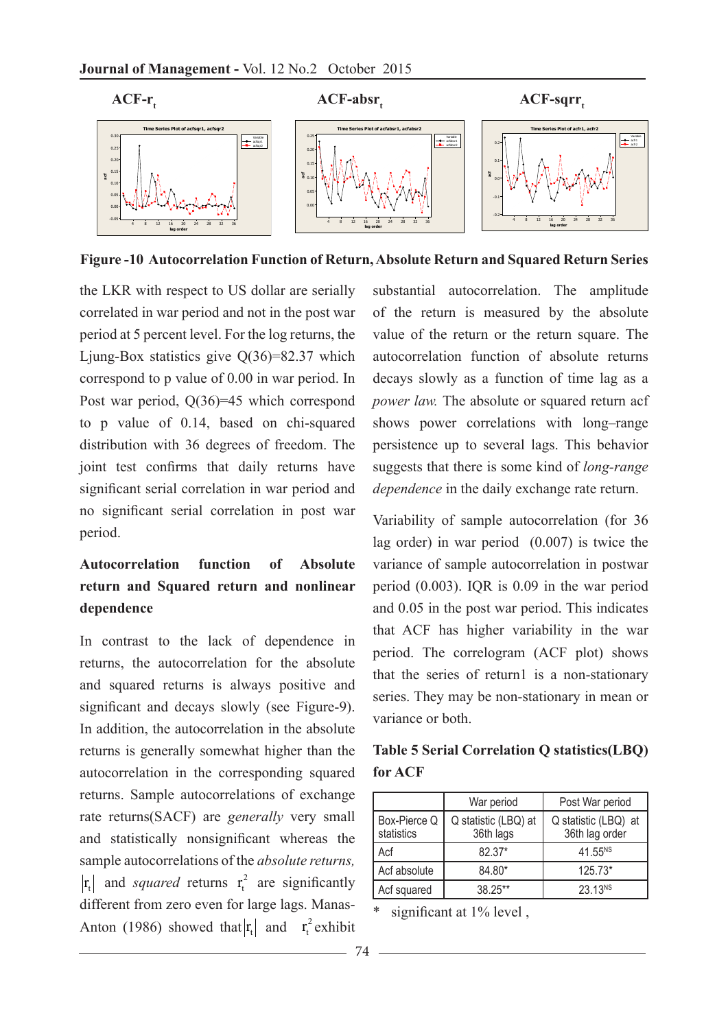**ACF-$r_t$** **ACF-$absr_t$** **ACF-$sqrr_t$**

**Figure -10 Autocorrelation Function of Return, Absolute Return and Squared Return Series**

the LKR with respect to US dollar are serially correlated in war period and not in the post war period at 5 percent level. For the log returns, the Ljung-Box statistics give Q(36)=82.37 which correspond to p value of 0.00 in war period. In Post war period, Q(36)=45 which correspond to p value of 0.14, based on chi-squared distribution with 36 degrees of freedom. The joint test confirms that daily returns have significant serial correlation in war period and no significant serial correlation in post war period.

**Autocorrelation function of Absolute return and Squared return and nonlinear dependence**

In contrast to the lack of dependence in returns, the autocorrelation for the absolute and squared returns is always positive and significant and decays slowly (see Figure-9). In addition, the autocorrelation in the absolute returns is generally somewhat higher than the autocorrelation in the corresponding squared returns. Sample autocorrelations of exchange rate returns(SACF) are *generally* very small and statistically nonsignificant whereas the sample autocorrelations of the *absolute returns,* $|r_t|$ and *squared* returns $r_t^2$ are significantly different from zero even for large lags. Manas-Anton (1986) showed that $|r_t|$ and $r_t^2$ exhibit substantial autocorrelation. The amplitude of the return is measured by the absolute value of the return or the return square. The autocorrelation function of absolute returns decays slowly as a function of time lag as a *power law.* The absolute or squared return acf shows power correlations with long–range persistence up to several lags. This behavior suggests that there is some kind of *long-range dependence* in the daily exchange rate return.

Variability of sample autocorrelation (for 36 lag order) in war period (0.007) is twice the variance of sample autocorrelation in postwar period (0.003). IQR is 0.09 in the war period and 0.05 in the post war period. This indicates that ACF has higher variability in the war period. The correlogram (ACF plot) shows that the series of return1 is a non-stationary series. They may be non-stationary in mean or variance or both.

**Table 5 Serial Correlation Q statistics(LBQ) for ACF**

| | War period | Post War period |
|---|---|---|
| Box-Pierce Q statistics | Q statistic (LBQ) at 36th lags | Q statistic (LBQ) at 36th lag order |
| Acf | 82.37* | 41.55$^{NS}$ |
| Acf absolute | 84.80* | 125.73* |
| Acf squared | 38.25** | 23.13$^{NS}$ |

\* significant at 1% level ,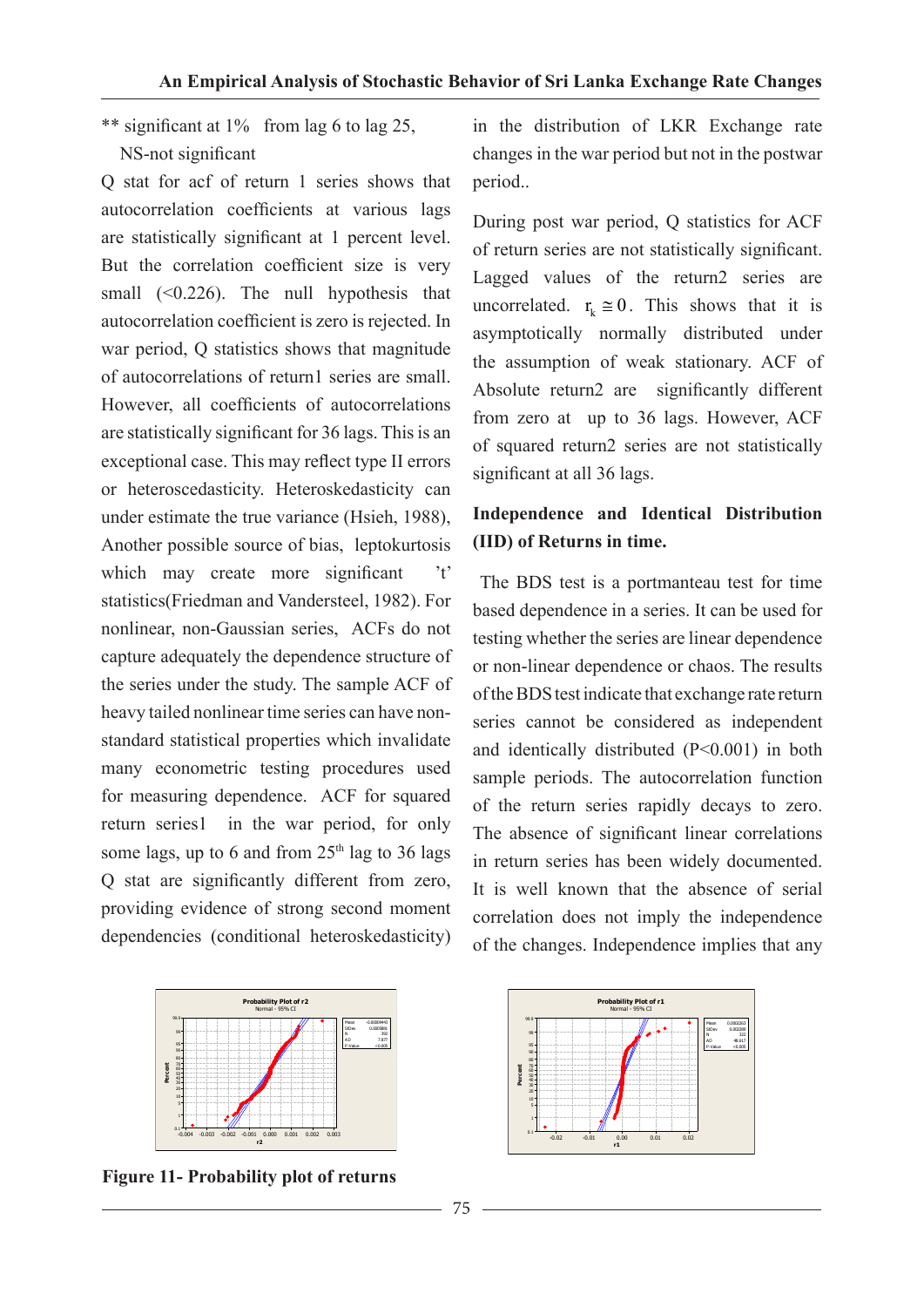** significant at 1%  from lag 6 to lag 25, NS-not significant

Q stat for acf of return 1 series shows that autocorrelation coefficients at various lags are statistically significant at 1 percent level. But the correlation coefficient size is very small (<0.226). The null hypothesis that autocorrelation coefficient is zero is rejected. In war period, Q statistics shows that magnitude of autocorrelations of return1 series are small. However, all coefficients of autocorrelations are statistically significant for 36 lags. This is an exceptional case. This may reflect type II errors or heteroscedasticity. Heteroskedasticity can under estimate the true variance (Hsieh, 1988), Another possible source of bias, leptokurtosis which may create more significant 't' statistics(Friedman and Vandersteel, 1982). For nonlinear, non-Gaussian series, ACFs do not capture adequately the dependence structure of the series under the study. The sample ACF of heavy tailed nonlinear time series can have non-standard statistical properties which invalidate many econometric testing procedures used for measuring dependence. ACF for squared return series1 in the war period, for only some lags, up to 6 and from 25th lag to 36 lags Q stat are significantly different from zero, providing evidence of strong second moment dependencies (conditional heteroskedasticity) in the distribution of LKR Exchange rate changes in the war period but not in the postwar period..

During post war period, Q statistics for ACF of return series are not statistically significant. Lagged values of the return2 series are uncorrelated. $r_k \cong 0$. This shows that it is asymptotically normally distributed under the assumption of weak stationary. ACF of Absolute return2 are significantly different from zero at up to 36 lags. However, ACF of squared return2 series are not statistically significant at all 36 lags.

**Independence and Identical Distribution (IID) of Returns in time.**

The BDS test is a portmanteau test for time based dependence in a series. It can be used for testing whether the series are linear dependence or non-linear dependence or chaos. The results of the BDS test indicate that exchange rate return series cannot be considered as independent and identically distributed (P<0.001) in both sample periods. The autocorrelation function of the return series rapidly decays to zero. The absence of significant linear correlations in return series has been widely documented. It is well known that the absence of serial correlation does not imply the independence of the changes. Independence implies that any

**Figure 11- Probability plot of returns**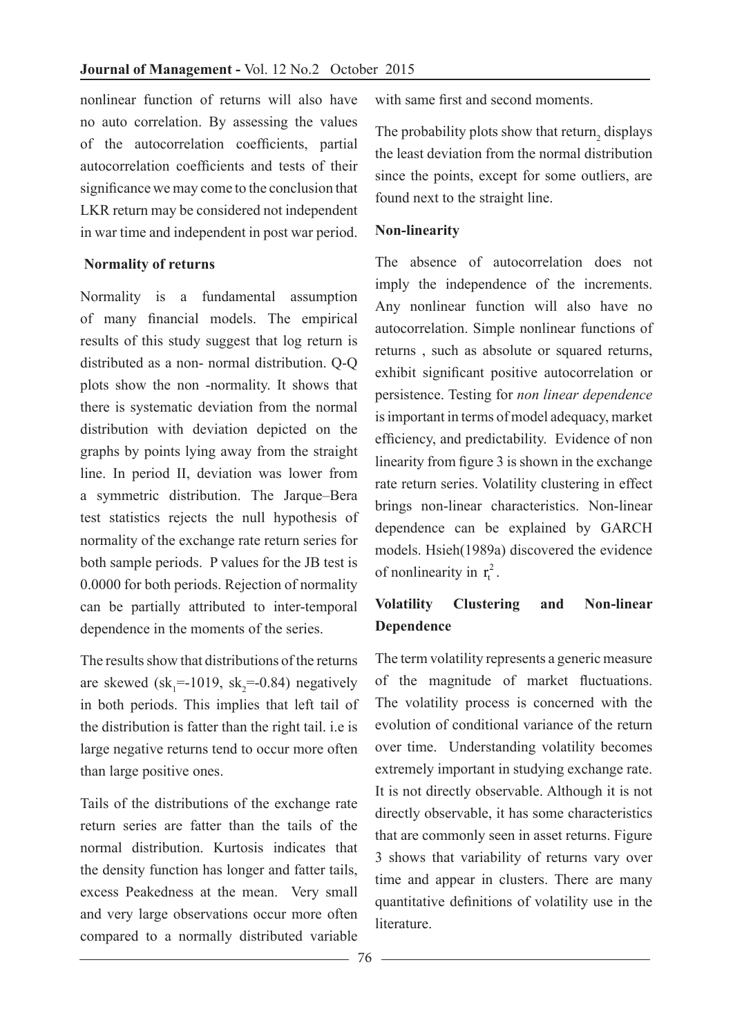nonlinear function of returns will also have no auto correlation. By assessing the values of the autocorrelation coefficients, partial autocorrelation coefficients and tests of their significance we may come to the conclusion that LKR return may be considered not independent in war time and independent in post war period.

**Normality of returns**

Normality is a fundamental assumption of many financial models. The empirical results of this study suggest that log return is distributed as a non- normal distribution. Q-Q plots show the non -normality. It shows that there is systematic deviation from the normal distribution with deviation depicted on the graphs by points lying away from the straight line. In period II, deviation was lower from a symmetric distribution. The Jarque–Bera test statistics rejects the null hypothesis of normality of the exchange rate return series for both sample periods. P values for the JB test is 0.0000 for both periods. Rejection of normality can be partially attributed to inter-temporal dependence in the moments of the series.

The results show that distributions of the returns are skewed ($sk_1$=-1019, $sk_2$=-0.84) negatively in both periods. This implies that left tail of the distribution is fatter than the right tail. i.e is large negative returns tend to occur more often than large positive ones.

Tails of the distributions of the exchange rate return series are fatter than the tails of the normal distribution. Kurtosis indicates that the density function has longer and fatter tails, excess Peakedness at the mean. Very small and very large observations occur more often compared to a normally distributed variable with same first and second moments.

The probability plots show that $return_2$ displays the least deviation from the normal distribution since the points, except for some outliers, are found next to the straight line.

**Non-linearity**

The absence of autocorrelation does not imply the independence of the increments. Any nonlinear function will also have no autocorrelation. Simple nonlinear functions of returns , such as absolute or squared returns, exhibit significant positive autocorrelation or persistence. Testing for *non linear dependence* is important in terms of model adequacy, market efficiency, and predictability. Evidence of non linearity from figure 3 is shown in the exchange rate return series. Volatility clustering in effect brings non-linear characteristics. Non-linear dependence can be explained by GARCH models. Hsieh(1989a) discovered the evidence of nonlinearity in $r_t^2$.

**Volatility Clustering and Non-linear Dependence**

The term volatility represents a generic measure of the magnitude of market fluctuations. The volatility process is concerned with the evolution of conditional variance of the return over time. Understanding volatility becomes extremely important in studying exchange rate. It is not directly observable. Although it is not directly observable, it has some characteristics that are commonly seen in asset returns. Figure 3 shows that variability of returns vary over time and appear in clusters. There are many quantitative definitions of volatility use in the literature.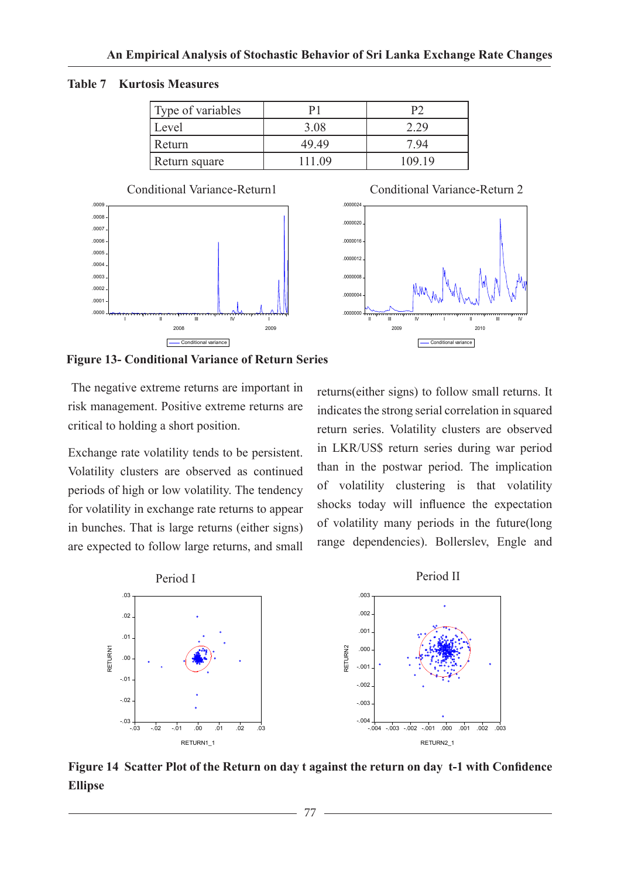**Table 7 Kurtosis Measures**

| Type of variables | P1 | P2 |
|---|---|---|
| Level | 3.08 | 2.29 |
| Return | 49.49 | 7.94 |
| Return square | 111.09 | 109.19 |

**Figure 13- Conditional Variance of Return Series**

The negative extreme returns are important in risk management. Positive extreme returns are critical to holding a short position.

Exchange rate volatility tends to be persistent. Volatility clusters are observed as continued periods of high or low volatility. The tendency for volatility in exchange rate returns to appear in bunches. That is large returns (either signs) are expected to follow large returns, and small returns(either signs) to follow small returns. It indicates the strong serial correlation in squared return series. Volatility clusters are observed in LKR/US$ return series during war period than in the postwar period. The implication of volatility clustering is that volatility shocks today will influence the expectation of volatility many periods in the future(long range dependencies). Bollerslev, Engle and

**Figure 14 Scatter Plot of the Return on day t against the return on day t-1 with Confidence Ellipse**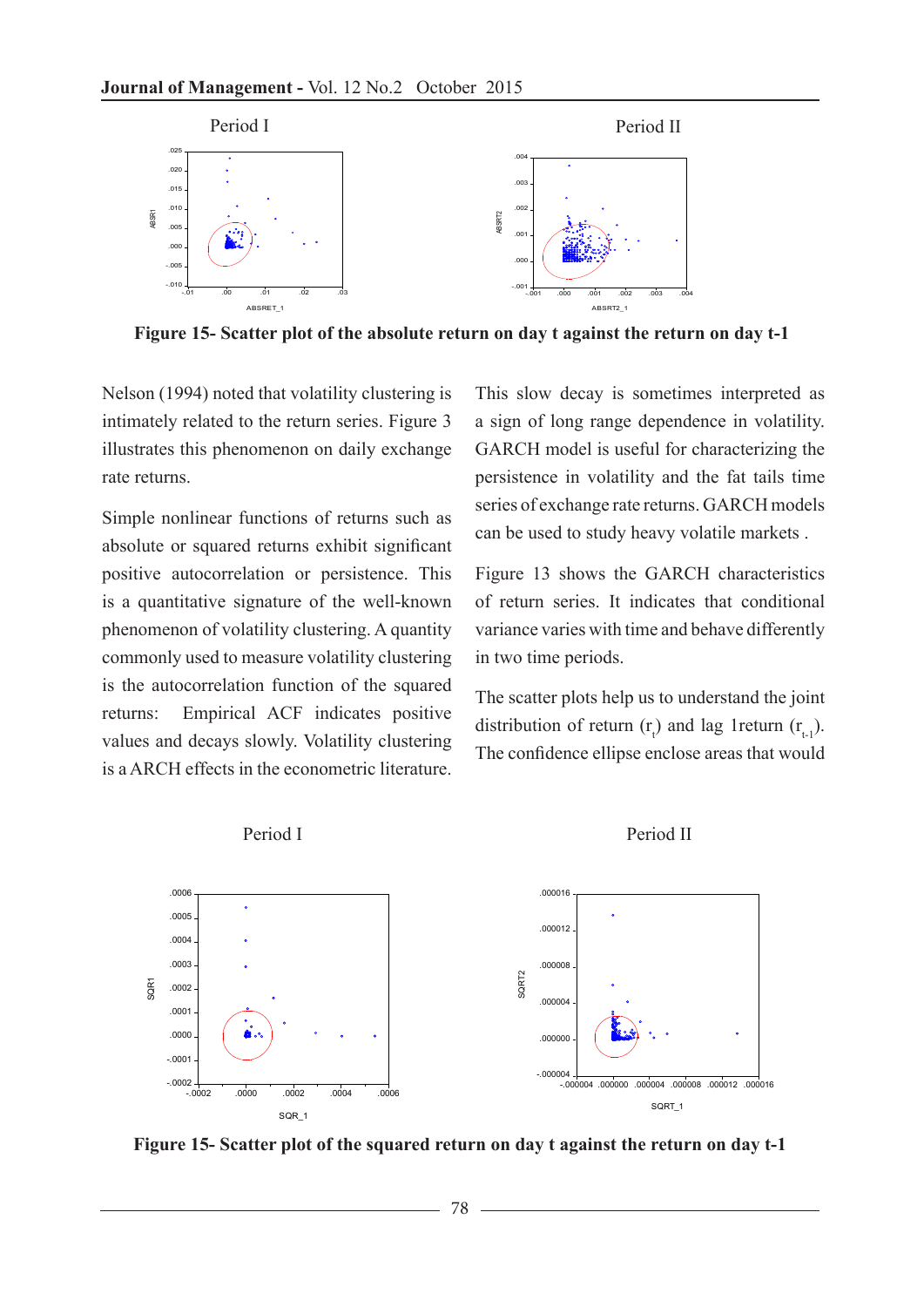Period I

Period II

**Figure 15- Scatter plot of the absolute return on day t against the return on day t-1**

Nelson (1994) noted that volatility clustering is intimately related to the return series. Figure 3 illustrates this phenomenon on daily exchange rate returns.

Simple nonlinear functions of returns such as absolute or squared returns exhibit significant positive autocorrelation or persistence. This is a quantitative signature of the well-known phenomenon of volatility clustering. A quantity commonly used to measure volatility clustering is the autocorrelation function of the squared returns: Empirical ACF indicates positive values and decays slowly. Volatility clustering is a ARCH effects in the econometric literature.

This slow decay is sometimes interpreted as a sign of long range dependence in volatility. GARCH model is useful for characterizing the persistence in volatility and the fat tails time series of exchange rate returns. GARCH models can be used to study heavy volatile markets .

Figure 13 shows the GARCH characteristics of return series. It indicates that conditional variance varies with time and behave differently in two time periods.

The scatter plots help us to understand the joint distribution of return ($r_t$) and lag 1return ($r_{t-1}$). The confidence ellipse enclose areas that would

Period I

Period II

**Figure 15- Scatter plot of the squared return on day t against the return on day t-1**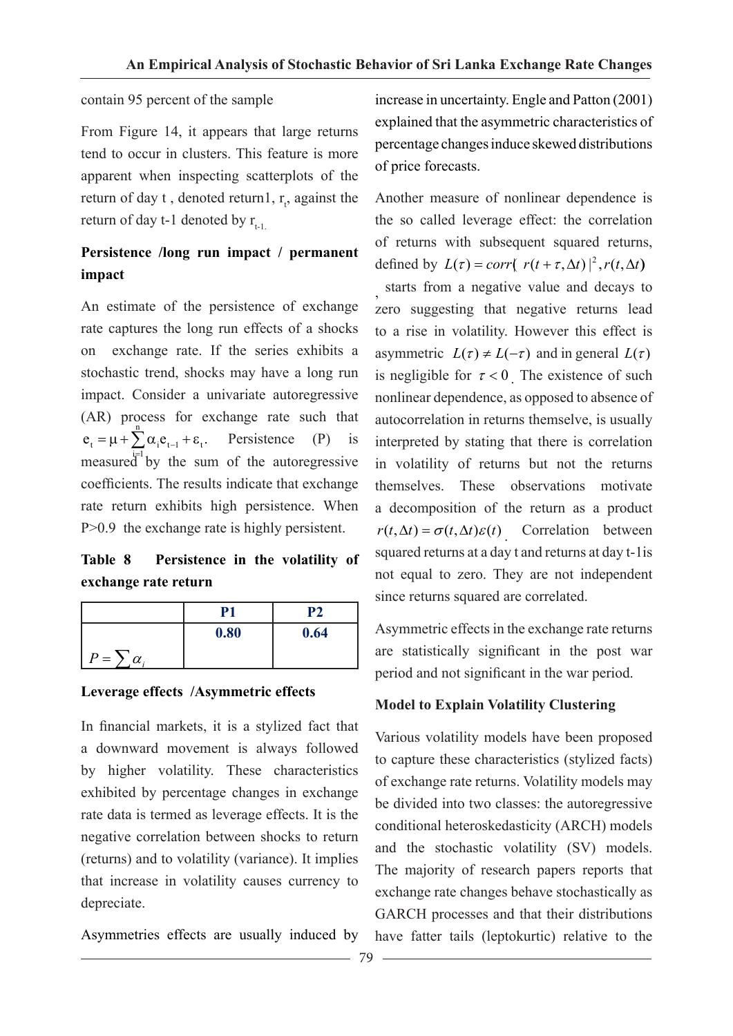contain 95 percent of the sample

From Figure 14, it appears that large returns tend to occur in clusters. This feature is more apparent when inspecting scatterplots of the return of day t , denoted return1, $r_t$, against the return of day t-1 denoted by $r_{t-1.}$

**Persistence /long run impact / permanent impact**

An estimate of the persistence of exchange rate captures the long run effects of a shocks on exchange rate. If the series exhibits a stochastic trend, shocks may have a long run impact. Consider a univariate autoregressive (AR) process for exchange rate such that $e_t = \mu + \sum_{i=1}^{n} \alpha_i e_{t-1} + \varepsilon_t$. Persistence (P) is measured by the sum of the autoregressive coefficients. The results indicate that exchange rate return exhibits high persistence. When P>0.9 the exchange rate is highly persistent.

**Table 8 Persistence in the volatility of exchange rate return**

| | P1 | P2 |
|---|---|---|
| $P = \sum \alpha_i$ | 0.80 | 0.64 |

**Leverage effects /Asymmetric effects**

In financial markets, it is a stylized fact that a downward movement is always followed by higher volatility. These characteristics exhibited by percentage changes in exchange rate data is termed as leverage effects. It is the negative correlation between shocks to return (returns) and to volatility (variance). It implies that increase in volatility causes currency to depreciate.

Asymmetries effects are usually induced by increase in uncertainty. Engle and Patton (2001) explained that the asymmetric characteristics of percentage changes induce skewed distributions of price forecasts.

Another measure of nonlinear dependence is the so called leverage effect: the correlation of returns with subsequent squared returns, defined by $L(\tau) = corr(\ |r(t+\tau,\Delta t)|^2, r(t,\Delta t)$ , starts from a negative value and decays to zero suggesting that negative returns lead to a rise in volatility. However this effect is asymmetric $L(\tau) \neq L(-\tau)$ and in general $L(\tau)$ is negligible for $\tau < 0$. The existence of such nonlinear dependence, as opposed to absence of autocorrelation in returns themselve, is usually interpreted by stating that there is correlation in volatility of returns but not the returns themselves. These observations motivate a decomposition of the return as a product $r(t,\Delta t) = \sigma(t,\Delta t)\varepsilon(t)$. Correlation between squared returns at a day t and returns at day t-1is not equal to zero. They are not independent since returns squared are correlated.

Asymmetric effects in the exchange rate returns are statistically significant in the post war period and not significant in the war period.

**Model to Explain Volatility Clustering**

Various volatility models have been proposed to capture these characteristics (stylized facts) of exchange rate returns. Volatility models may be divided into two classes: the autoregressive conditional heteroskedasticity (ARCH) models and the stochastic volatility (SV) models. The majority of research papers reports that exchange rate changes behave stochastically as GARCH processes and that their distributions have fatter tails (leptokurtic) relative to the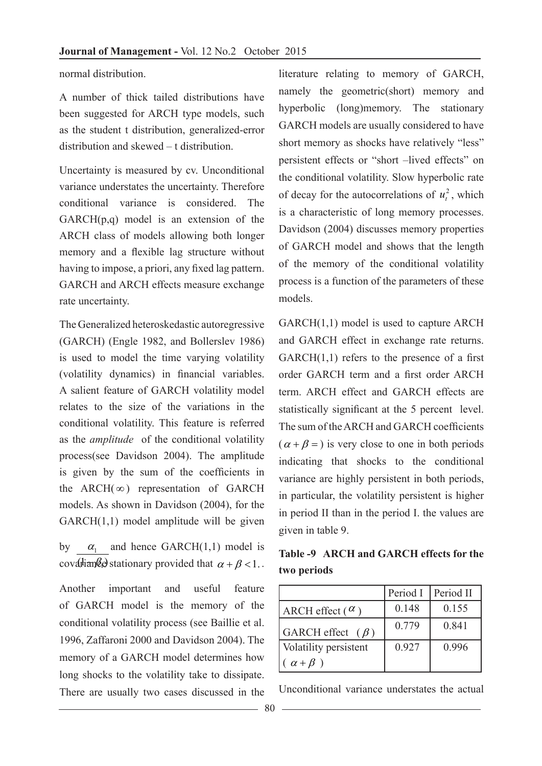normal distribution.

A number of thick tailed distributions have been suggested for ARCH type models, such as the student t distribution, generalized-error distribution and skewed – t distribution.

Uncertainty is measured by cv. Unconditional variance understates the uncertainty. Therefore conditional variance is considered. The GARCH(p,q) model is an extension of the ARCH class of models allowing both longer memory and a flexible lag structure without having to impose, a priori, any fixed lag pattern. GARCH and ARCH effects measure exchange rate uncertainty.

The Generalized heteroskedastic autoregressive (GARCH) (Engle 1982, and Bollerslev 1986) is used to model the time varying volatility (volatility dynamics) in financial variables. A salient feature of GARCH volatility model relates to the size of the variations in the conditional volatility. This feature is referred as the *amplitude* of the conditional volatility process(see Davidson 2004). The amplitude is given by the sum of the coefficients in the ARCH($\infty$) representation of GARCH models. As shown in Davidson (2004), for the GARCH(1,1) model amplitude will be given by $\frac{\alpha_1}{(1-\beta_1)}$ and hence GARCH(1,1) model is covariance stationary provided that $\alpha + \beta < 1$..

Another important and useful feature of GARCH model is the memory of the conditional volatility process (see Baillie et al. 1996, Zaffaroni 2000 and Davidson 2004). The memory of a GARCH model determines how long shocks to the volatility take to dissipate. There are usually two cases discussed in the literature relating to memory of GARCH, namely the geometric(short) memory and hyperbolic (long)memory. The stationary GARCH models are usually considered to have short memory as shocks have relatively "less" persistent effects or "short –lived effects" on the conditional volatility. Slow hyperbolic rate of decay for the autocorrelations of $u_t^2$, which is a characteristic of long memory processes. Davidson (2004) discusses memory properties of GARCH model and shows that the length of the memory of the conditional volatility process is a function of the parameters of these models.

GARCH(1,1) model is used to capture ARCH and GARCH effect in exchange rate returns. GARCH(1,1) refers to the presence of a first order GARCH term and a first order ARCH term. ARCH effect and GARCH effects are statistically significant at the 5 percent level. The sum of the ARCH and GARCH coefficients ($\alpha + \beta =$) is very close to one in both periods indicating that shocks to the conditional variance are highly persistent in both periods, in particular, the volatility persistent is higher in period II than in the period I. the values are given in table 9.

**Table -9 ARCH and GARCH effects for the two periods**

| | Period I | Period II |
|---|---|---|
| ARCH effect ($\alpha$) | 0.148 | 0.155 |
| GARCH effect ($\beta$) | 0.779 | 0.841 |
| Volatility persistent ($\alpha + \beta$) | 0.927 | 0.996 |

Unconditional variance understates the actual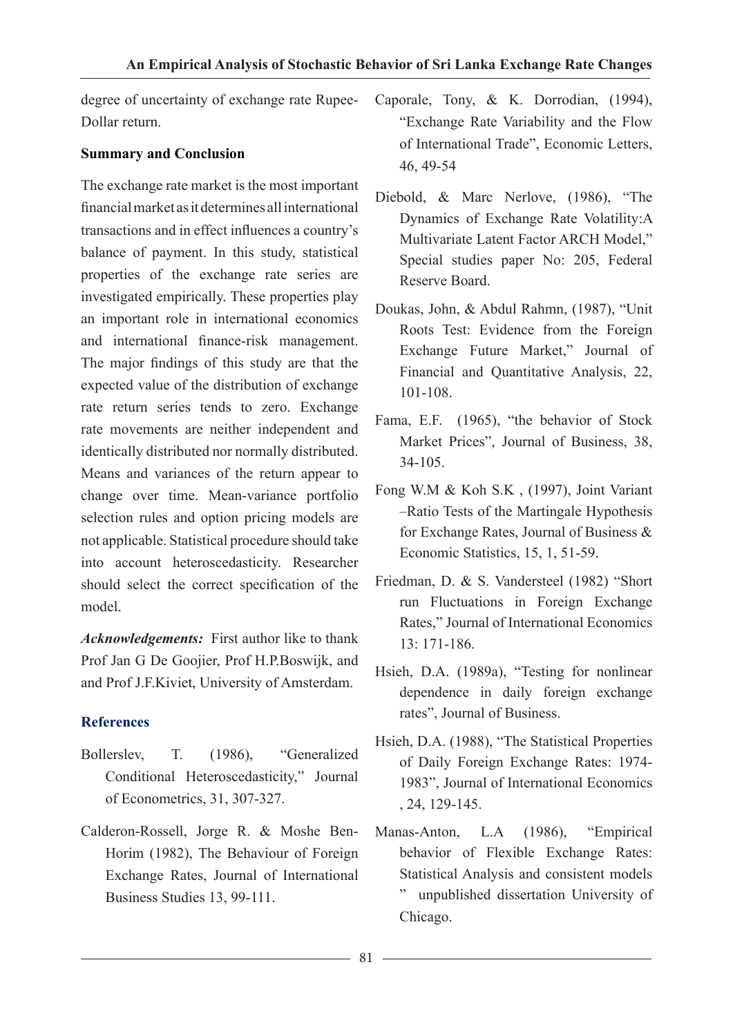degree of uncertainty of exchange rate Rupee-Dollar return.

## Summary and Conclusion

The exchange rate market is the most important financial market as it determines all international transactions and in effect influences a country's balance of payment. In this study, statistical properties of the exchange rate series are investigated empirically. These properties play an important role in international economics and international finance-risk management. The major findings of this study are that the expected value of the distribution of exchange rate return series tends to zero. Exchange rate movements are neither independent and identically distributed nor normally distributed. Means and variances of the return appear to change over time. Mean-variance portfolio selection rules and option pricing models are not applicable. Statistical procedure should take into account heteroscedasticity. Researcher should select the correct specification of the model.

***Acknowledgements:*** First author like to thank Prof Jan G De Goojier, Prof H.P.Boswijk, and and Prof J.F.Kiviet, University of Amsterdam.

## References

Bollerslev, T. (1986), "Generalized Conditional Heteroscedasticity," Journal of Econometrics, 31, 307-327.

Calderon-Rossell, Jorge R. & Moshe Ben-Horim (1982), The Behaviour of Foreign Exchange Rates, Journal of International Business Studies 13, 99-111.

Caporale, Tony, & K. Dorrodian, (1994), "Exchange Rate Variability and the Flow of International Trade", Economic Letters, 46, 49-54

Diebold, & Marc Nerlove, (1986), "The Dynamics of Exchange Rate Volatility:A Multivariate Latent Factor ARCH Model," Special studies paper No: 205, Federal Reserve Board.

Doukas, John, & Abdul Rahmn, (1987), "Unit Roots Test: Evidence from the Foreign Exchange Future Market," Journal of Financial and Quantitative Analysis, 22, 101-108.

Fama, E.F. (1965), "the behavior of Stock Market Prices", Journal of Business, 38, 34-105.

Fong W.M & Koh S.K , (1997), Joint Variant –Ratio Tests of the Martingale Hypothesis for Exchange Rates, Journal of Business & Economic Statistics, 15, 1, 51-59.

Friedman, D. & S. Vandersteel (1982) "Short run Fluctuations in Foreign Exchange Rates," Journal of International Economics 13: 171-186.

Hsieh, D.A. (1989a), "Testing for nonlinear dependence in daily foreign exchange rates", Journal of Business.

Hsieh, D.A. (1988), "The Statistical Properties of Daily Foreign Exchange Rates: 1974-1983", Journal of International Economics , 24, 129-145.

Manas-Anton, L.A (1986), "Empirical behavior of Flexible Exchange Rates: Statistical Analysis and consistent models " unpublished dissertation University of Chicago.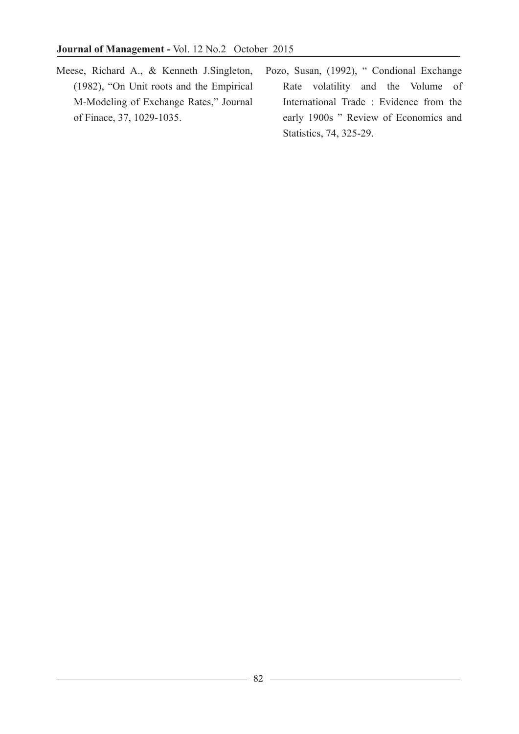Meese, Richard A., & Kenneth J.Singleton, (1982), "On Unit roots and the Empirical M-Modeling of Exchange Rates," Journal of Finace, 37, 1029-1035.

Pozo, Susan, (1992), " Condional Exchange Rate volatility and the Volume of International Trade : Evidence from the early 1900s " Review of Economics and Statistics, 74, 325-29.